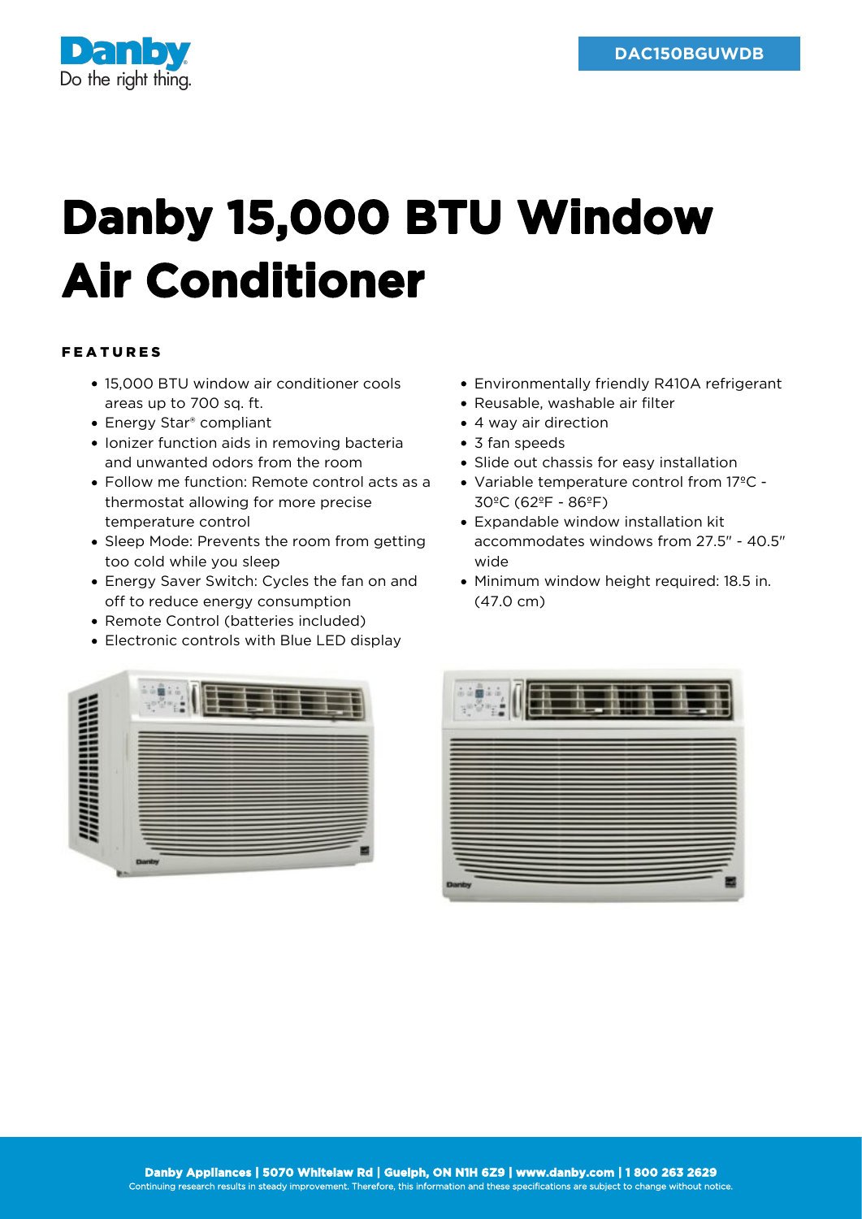DAC150BGUWDB

# Danby 15,000 BTU Window Air Conditioner

## FEATURES

- 15,000 BTU window air conditioner cools areas up to 700 sq. ft.
- Energy Star® compliant
- Ionizer function aids in removing bacteria and unwanted odors from the room
- Follow me function: Remote control acts as a thermostat allowing for more precise temperature control
- Sleep Mode: Prevents the room from getting too cold while you sleep
- Energy Saver Switch: Cycles the fan on and off to reduce energy consumption
- Remote Control (batteries included)
- Electronic controls with Blue LED display
- Environmentally friendly R410A refrigerant
- Reusable, washable air filter
- 4 way air direction
- 3 fan speeds
- Slide out chassis for easy installation
- Variable temperature control from 17ºC - 30ºC (62ºF - 86ºF)
- Expandable window installation kit accommodates windows from 27.5" - 40.5" wide
- Minimum window height required: 18.5 in. (47.0 cm)

Danby Appliances | 5070 Whitelaw Rd | Guelph, ON N1H 6Z9 | www.danby.com | 1 800 263 2629
Continuing research results in steady improvement. Therefore, this information and these specifications are subject to change without notice.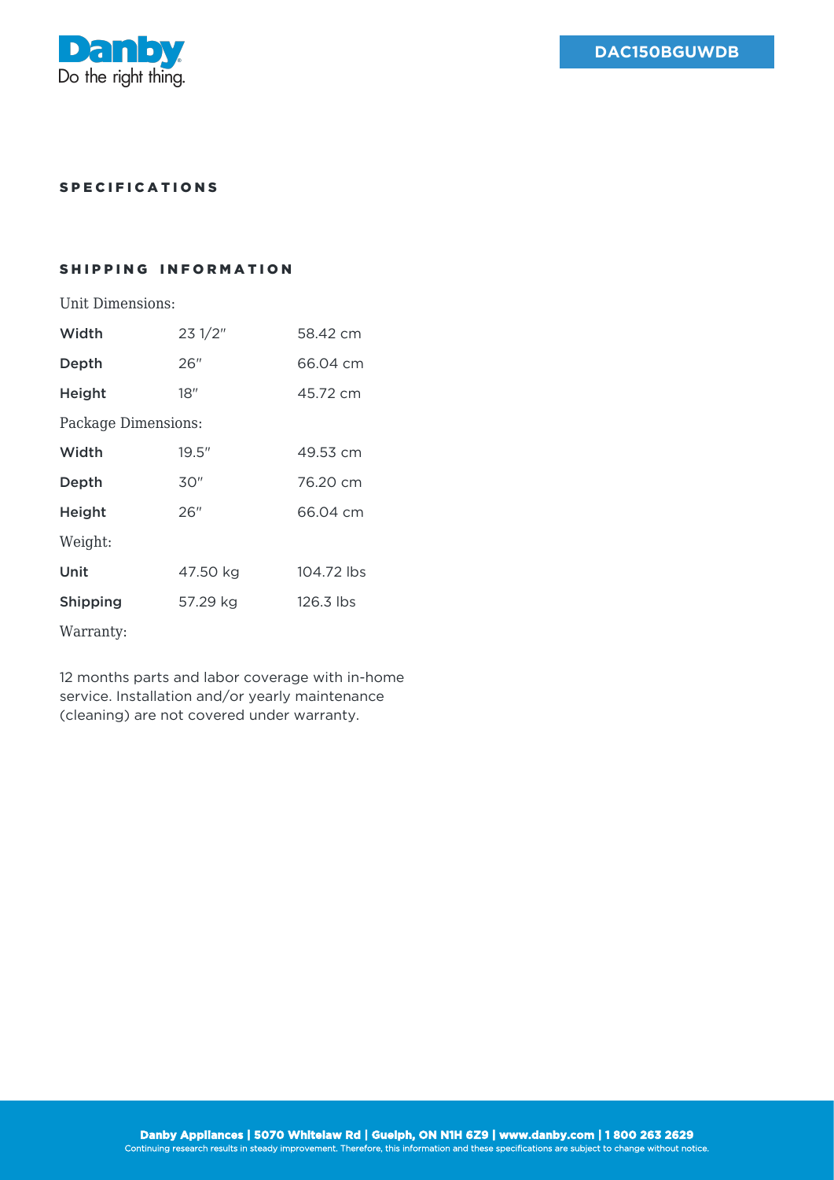## SPECIFICATIONS

### SHIPPING INFORMATION

Unit Dimensions:

| | | |
|---|---|---|
| **Width** | 23 1/2" | 58.42 cm |
| **Depth** | 26" | 66.04 cm |
| **Height** | 18" | 45.72 cm |

Package Dimensions:

| | | |
|---|---|---|
| **Width** | 19.5" | 49.53 cm |
| **Depth** | 30" | 76.20 cm |
| **Height** | 26" | 66.04 cm |

Weight:

| | | |
|---|---|---|
| **Unit** | 47.50 kg | 104.72 lbs |
| **Shipping** | 57.29 kg | 126.3 lbs |

Warranty:

12 months parts and labor coverage with in-home service. Installation and/or yearly maintenance (cleaning) are not covered under warranty.